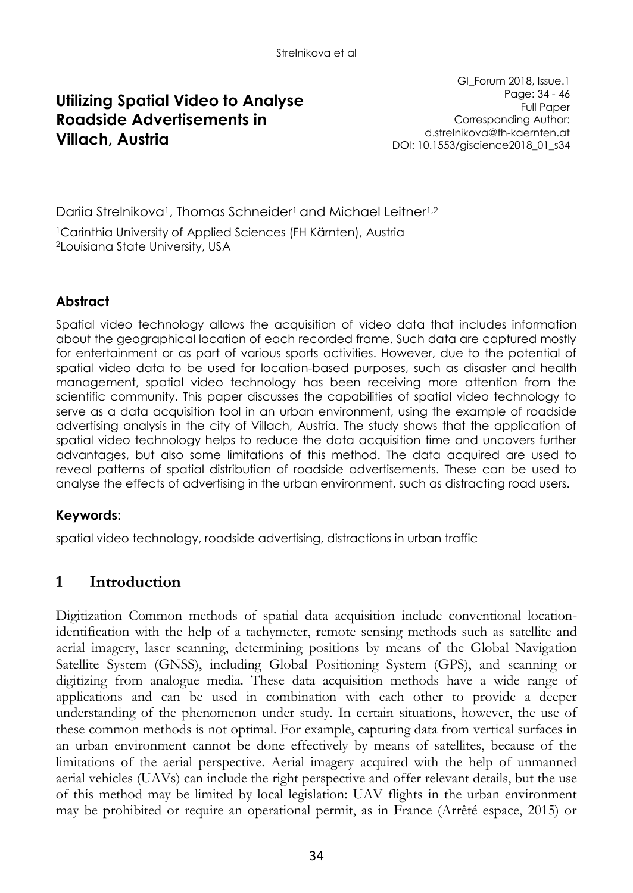# Utilizing Spatial Video to Analyse Roadside Advertisements in Villach, Austria

GI_Forum 2018, Issue.1
Page: 34 - 46
Full Paper
Corresponding Author:
d.strelnikova@fh-kaernten.at
DOI: 10.1553/giscience2018_01_s34

Dariia Strelnikova[1], Thomas Schneider[1] and Michael Leitner[1,2]

[1]Carinthia University of Applied Sciences (FH Kärnten), Austria
[2]Louisiana State University, USA

### Abstract

Spatial video technology allows the acquisition of video data that includes information about the geographical location of each recorded frame. Such data are captured mostly for entertainment or as part of various sports activities. However, due to the potential of spatial video data to be used for location-based purposes, such as disaster and health management, spatial video technology has been receiving more attention from the scientific community. This paper discusses the capabilities of spatial video technology to serve as a data acquisition tool in an urban environment, using the example of roadside advertising analysis in the city of Villach, Austria. The study shows that the application of spatial video technology helps to reduce the data acquisition time and uncovers further advantages, but also some limitations of this method. The data acquired are used to reveal patterns of spatial distribution of roadside advertisements. These can be used to analyse the effects of advertising in the urban environment, such as distracting road users.

### Keywords:

spatial video technology, roadside advertising, distractions in urban traffic

## 1 Introduction

Digitization Common methods of spatial data acquisition include conventional location-identification with the help of a tachymeter, remote sensing methods such as satellite and aerial imagery, laser scanning, determining positions by means of the Global Navigation Satellite System (GNSS), including Global Positioning System (GPS), and scanning or digitizing from analogue media. These data acquisition methods have a wide range of applications and can be used in combination with each other to provide a deeper understanding of the phenomenon under study. In certain situations, however, the use of these common methods is not optimal. For example, capturing data from vertical surfaces in an urban environment cannot be done effectively by means of satellites, because of the limitations of the aerial perspective. Aerial imagery acquired with the help of unmanned aerial vehicles (UAVs) can include the right perspective and offer relevant details, but the use of this method may be limited by local legislation: UAV flights in the urban environment may be prohibited or require an operational permit, as in France (Arrêté espace, 2015) or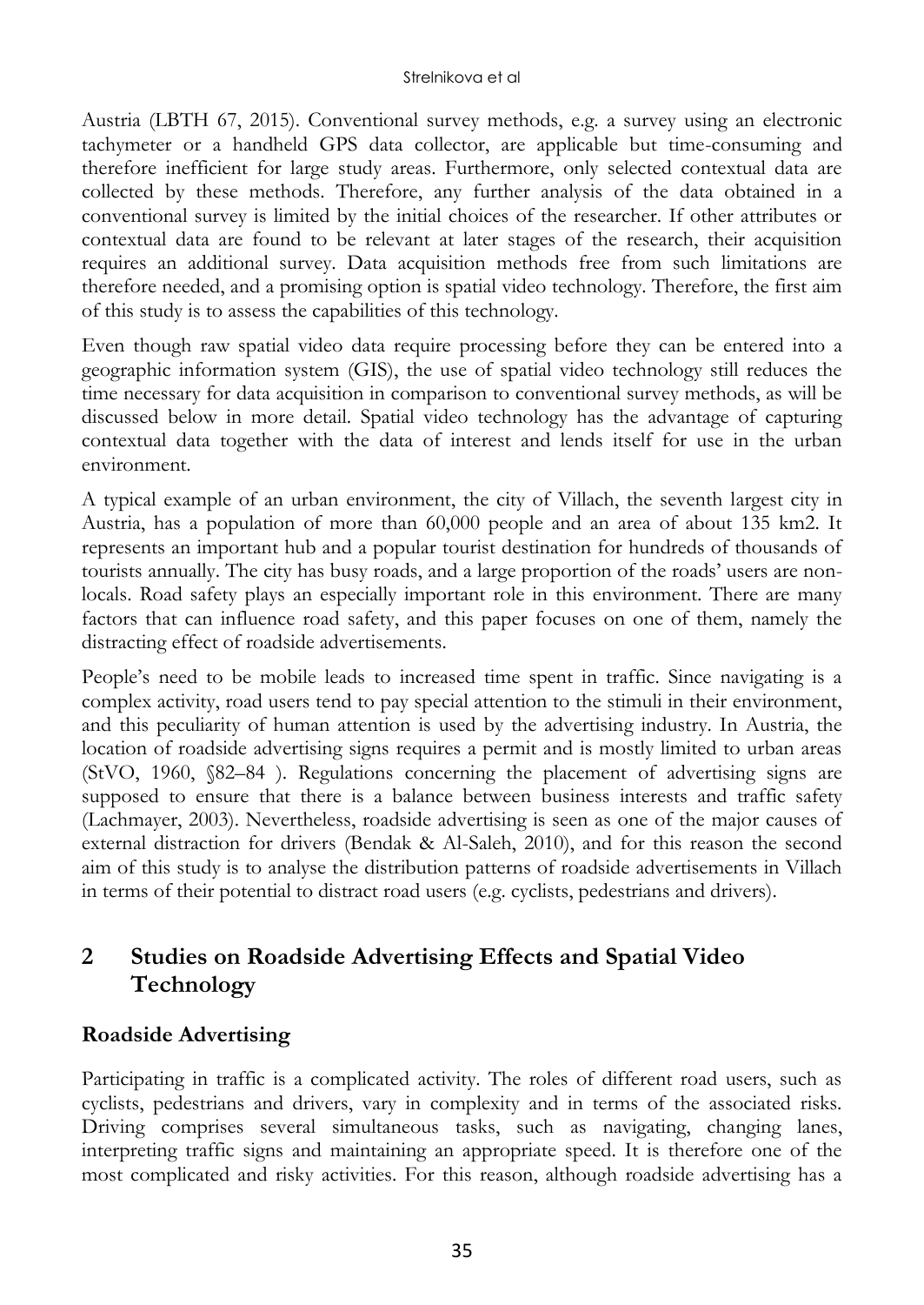Austria (LBTH 67, 2015). Conventional survey methods, e.g. a survey using an electronic tachymeter or a handheld GPS data collector, are applicable but time-consuming and therefore inefficient for large study areas. Furthermore, only selected contextual data are collected by these methods. Therefore, any further analysis of the data obtained in a conventional survey is limited by the initial choices of the researcher. If other attributes or contextual data are found to be relevant at later stages of the research, their acquisition requires an additional survey. Data acquisition methods free from such limitations are therefore needed, and a promising option is spatial video technology. Therefore, the first aim of this study is to assess the capabilities of this technology.

Even though raw spatial video data require processing before they can be entered into a geographic information system (GIS), the use of spatial video technology still reduces the time necessary for data acquisition in comparison to conventional survey methods, as will be discussed below in more detail. Spatial video technology has the advantage of capturing contextual data together with the data of interest and lends itself for use in the urban environment.

A typical example of an urban environment, the city of Villach, the seventh largest city in Austria, has a population of more than 60,000 people and an area of about 135 km2. It represents an important hub and a popular tourist destination for hundreds of thousands of tourists annually. The city has busy roads, and a large proportion of the roads' users are non-locals. Road safety plays an especially important role in this environment. There are many factors that can influence road safety, and this paper focuses on one of them, namely the distracting effect of roadside advertisements.

People's need to be mobile leads to increased time spent in traffic. Since navigating is a complex activity, road users tend to pay special attention to the stimuli in their environment, and this peculiarity of human attention is used by the advertising industry. In Austria, the location of roadside advertising signs requires a permit and is mostly limited to urban areas (StVO, 1960, §82–84 ). Regulations concerning the placement of advertising signs are supposed to ensure that there is a balance between business interests and traffic safety (Lachmayer, 2003). Nevertheless, roadside advertising is seen as one of the major causes of external distraction for drivers (Bendak & Al-Saleh, 2010), and for this reason the second aim of this study is to analyse the distribution patterns of roadside advertisements in Villach in terms of their potential to distract road users (e.g. cyclists, pedestrians and drivers).

## 2 Studies on Roadside Advertising Effects and Spatial Video Technology

### Roadside Advertising

Participating in traffic is a complicated activity. The roles of different road users, such as cyclists, pedestrians and drivers, vary in complexity and in terms of the associated risks. Driving comprises several simultaneous tasks, such as navigating, changing lanes, interpreting traffic signs and maintaining an appropriate speed. It is therefore one of the most complicated and risky activities. For this reason, although roadside advertising has a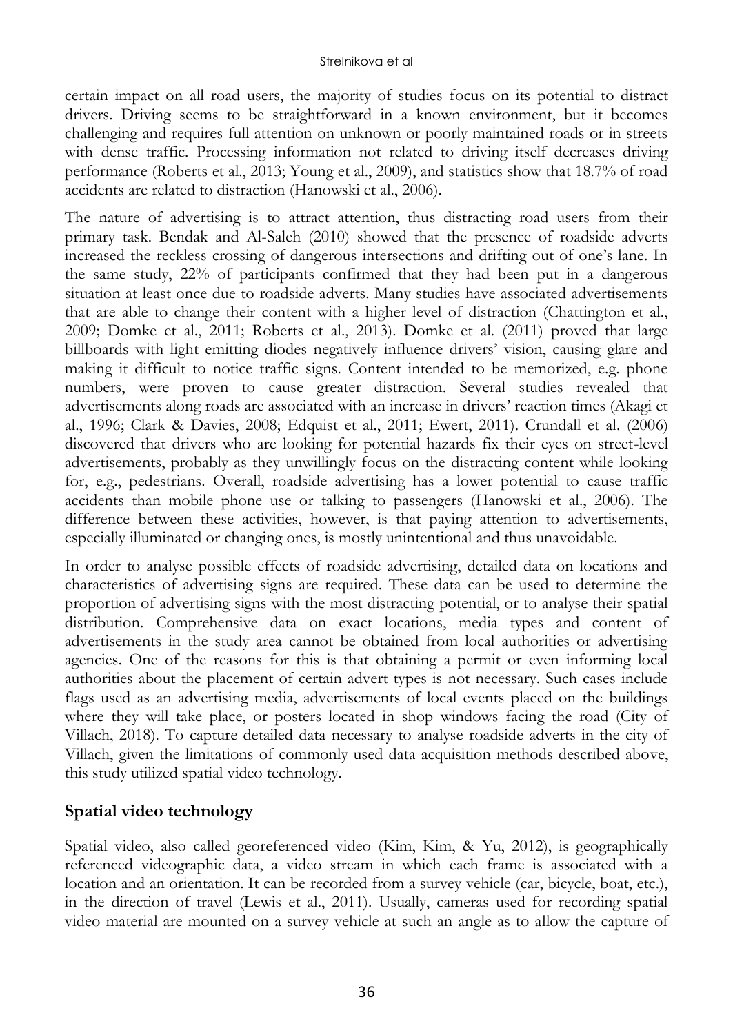certain impact on all road users, the majority of studies focus on its potential to distract drivers. Driving seems to be straightforward in a known environment, but it becomes challenging and requires full attention on unknown or poorly maintained roads or in streets with dense traffic. Processing information not related to driving itself decreases driving performance (Roberts et al., 2013; Young et al., 2009), and statistics show that 18.7% of road accidents are related to distraction (Hanowski et al., 2006).

The nature of advertising is to attract attention, thus distracting road users from their primary task. Bendak and Al-Saleh (2010) showed that the presence of roadside adverts increased the reckless crossing of dangerous intersections and drifting out of one's lane. In the same study, 22% of participants confirmed that they had been put in a dangerous situation at least once due to roadside adverts. Many studies have associated advertisements that are able to change their content with a higher level of distraction (Chattington et al., 2009; Domke et al., 2011; Roberts et al., 2013). Domke et al. (2011) proved that large billboards with light emitting diodes negatively influence drivers' vision, causing glare and making it difficult to notice traffic signs. Content intended to be memorized, e.g. phone numbers, were proven to cause greater distraction. Several studies revealed that advertisements along roads are associated with an increase in drivers' reaction times (Akagi et al., 1996; Clark & Davies, 2008; Edquist et al., 2011; Ewert, 2011). Crundall et al. (2006) discovered that drivers who are looking for potential hazards fix their eyes on street-level advertisements, probably as they unwillingly focus on the distracting content while looking for, e.g., pedestrians. Overall, roadside advertising has a lower potential to cause traffic accidents than mobile phone use or talking to passengers (Hanowski et al., 2006). The difference between these activities, however, is that paying attention to advertisements, especially illuminated or changing ones, is mostly unintentional and thus unavoidable.

In order to analyse possible effects of roadside advertising, detailed data on locations and characteristics of advertising signs are required. These data can be used to determine the proportion of advertising signs with the most distracting potential, or to analyse their spatial distribution. Comprehensive data on exact locations, media types and content of advertisements in the study area cannot be obtained from local authorities or advertising agencies. One of the reasons for this is that obtaining a permit or even informing local authorities about the placement of certain advert types is not necessary. Such cases include flags used as an advertising media, advertisements of local events placed on the buildings where they will take place, or posters located in shop windows facing the road (City of Villach, 2018). To capture detailed data necessary to analyse roadside adverts in the city of Villach, given the limitations of commonly used data acquisition methods described above, this study utilized spatial video technology.

## Spatial video technology

Spatial video, also called georeferenced video (Kim, Kim, & Yu, 2012), is geographically referenced videographic data, a video stream in which each frame is associated with a location and an orientation. It can be recorded from a survey vehicle (car, bicycle, boat, etc.), in the direction of travel (Lewis et al., 2011). Usually, cameras used for recording spatial video material are mounted on a survey vehicle at such an angle as to allow the capture of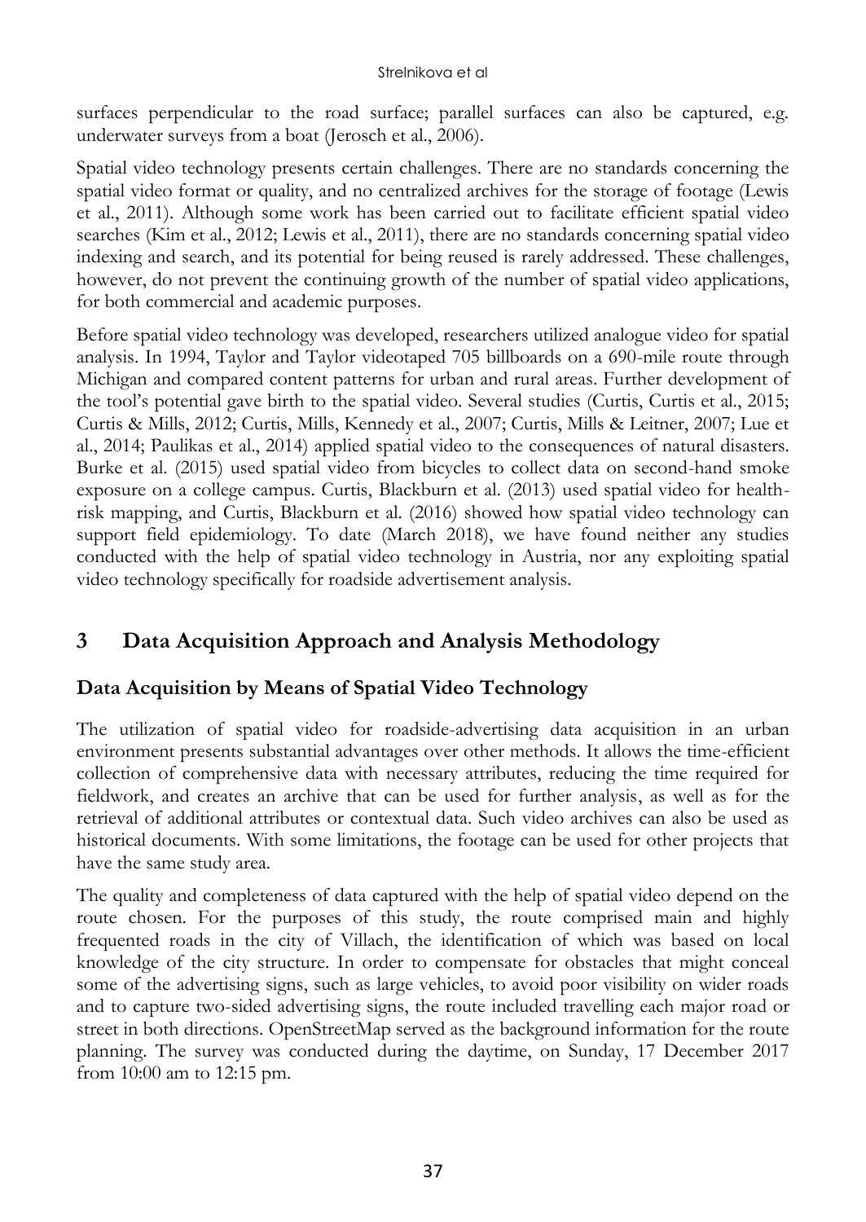surfaces perpendicular to the road surface; parallel surfaces can also be captured, e.g. underwater surveys from a boat (Jerosch et al., 2006).

Spatial video technology presents certain challenges. There are no standards concerning the spatial video format or quality, and no centralized archives for the storage of footage (Lewis et al., 2011). Although some work has been carried out to facilitate efficient spatial video searches (Kim et al., 2012; Lewis et al., 2011), there are no standards concerning spatial video indexing and search, and its potential for being reused is rarely addressed. These challenges, however, do not prevent the continuing growth of the number of spatial video applications, for both commercial and academic purposes.

Before spatial video technology was developed, researchers utilized analogue video for spatial analysis. In 1994, Taylor and Taylor videotaped 705 billboards on a 690-mile route through Michigan and compared content patterns for urban and rural areas. Further development of the tool's potential gave birth to the spatial video. Several studies (Curtis, Curtis et al., 2015; Curtis & Mills, 2012; Curtis, Mills, Kennedy et al., 2007; Curtis, Mills & Leitner, 2007; Lue et al., 2014; Paulikas et al., 2014) applied spatial video to the consequences of natural disasters. Burke et al. (2015) used spatial video from bicycles to collect data on second-hand smoke exposure on a college campus. Curtis, Blackburn et al. (2013) used spatial video for health-risk mapping, and Curtis, Blackburn et al. (2016) showed how spatial video technology can support field epidemiology. To date (March 2018), we have found neither any studies conducted with the help of spatial video technology in Austria, nor any exploiting spatial video technology specifically for roadside advertisement analysis.

## 3 Data Acquisition Approach and Analysis Methodology

### Data Acquisition by Means of Spatial Video Technology

The utilization of spatial video for roadside-advertising data acquisition in an urban environment presents substantial advantages over other methods. It allows the time-efficient collection of comprehensive data with necessary attributes, reducing the time required for fieldwork, and creates an archive that can be used for further analysis, as well as for the retrieval of additional attributes or contextual data. Such video archives can also be used as historical documents. With some limitations, the footage can be used for other projects that have the same study area.

The quality and completeness of data captured with the help of spatial video depend on the route chosen. For the purposes of this study, the route comprised main and highly frequented roads in the city of Villach, the identification of which was based on local knowledge of the city structure. In order to compensate for obstacles that might conceal some of the advertising signs, such as large vehicles, to avoid poor visibility on wider roads and to capture two-sided advertising signs, the route included travelling each major road or street in both directions. OpenStreetMap served as the background information for the route planning. The survey was conducted during the daytime, on Sunday, 17 December 2017 from 10:00 am to 12:15 pm.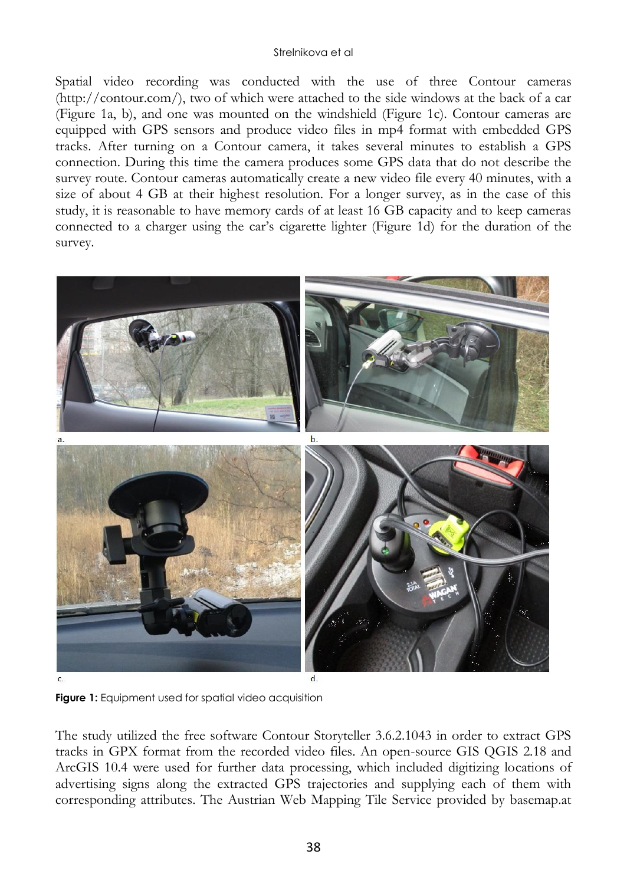Spatial video recording was conducted with the use of three Contour cameras (http://contour.com/), two of which were attached to the side windows at the back of a car (Figure 1a, b), and one was mounted on the windshield (Figure 1c). Contour cameras are equipped with GPS sensors and produce video files in mp4 format with embedded GPS tracks. After turning on a Contour camera, it takes several minutes to establish a GPS connection. During this time the camera produces some GPS data that do not describe the survey route. Contour cameras automatically create a new video file every 40 minutes, with a size of about 4 GB at their highest resolution. For a longer survey, as in the case of this study, it is reasonable to have memory cards of at least 16 GB capacity and to keep cameras connected to a charger using the car's cigarette lighter (Figure 1d) for the duration of the survey.

a. b. c. d.

**Figure 1:** Equipment used for spatial video acquisition

The study utilized the free software Contour Storyteller 3.6.2.1043 in order to extract GPS tracks in GPX format from the recorded video files. An open-source GIS QGIS 2.18 and ArcGIS 10.4 were used for further data processing, which included digitizing locations of advertising signs along the extracted GPS trajectories and supplying each of them with corresponding attributes. The Austrian Web Mapping Tile Service provided by basemap.at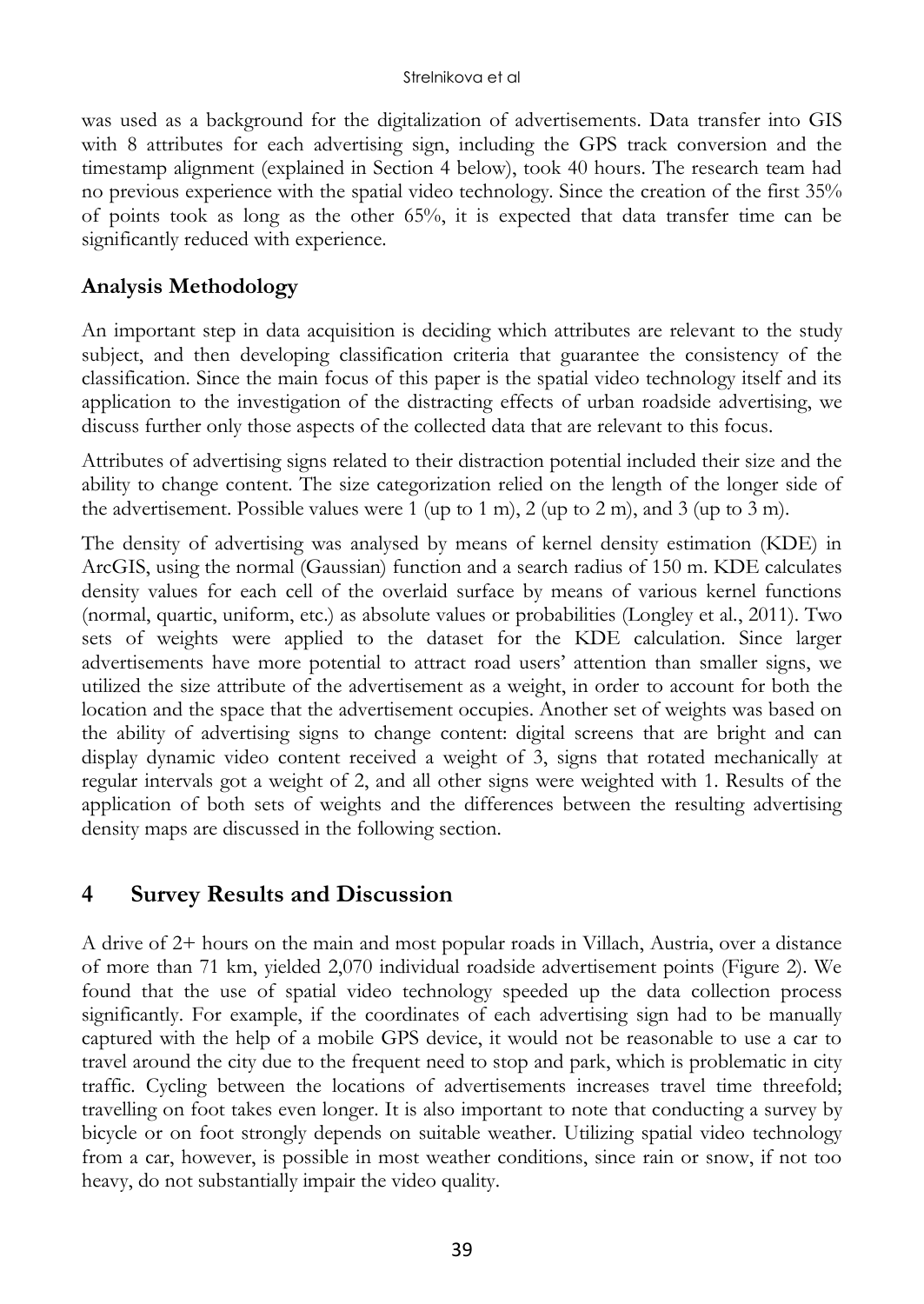was used as a background for the digitalization of advertisements. Data transfer into GIS with 8 attributes for each advertising sign, including the GPS track conversion and the timestamp alignment (explained in Section 4 below), took 40 hours. The research team had no previous experience with the spatial video technology. Since the creation of the first 35% of points took as long as the other 65%, it is expected that data transfer time can be significantly reduced with experience.

### Analysis Methodology

An important step in data acquisition is deciding which attributes are relevant to the study subject, and then developing classification criteria that guarantee the consistency of the classification. Since the main focus of this paper is the spatial video technology itself and its application to the investigation of the distracting effects of urban roadside advertising, we discuss further only those aspects of the collected data that are relevant to this focus.

Attributes of advertising signs related to their distraction potential included their size and the ability to change content. The size categorization relied on the length of the longer side of the advertisement. Possible values were 1 (up to 1 m), 2 (up to 2 m), and 3 (up to 3 m).

The density of advertising was analysed by means of kernel density estimation (KDE) in ArcGIS, using the normal (Gaussian) function and a search radius of 150 m. KDE calculates density values for each cell of the overlaid surface by means of various kernel functions (normal, quartic, uniform, etc.) as absolute values or probabilities (Longley et al., 2011). Two sets of weights were applied to the dataset for the KDE calculation. Since larger advertisements have more potential to attract road users' attention than smaller signs, we utilized the size attribute of the advertisement as a weight, in order to account for both the location and the space that the advertisement occupies. Another set of weights was based on the ability of advertising signs to change content: digital screens that are bright and can display dynamic video content received a weight of 3, signs that rotated mechanically at regular intervals got a weight of 2, and all other signs were weighted with 1. Results of the application of both sets of weights and the differences between the resulting advertising density maps are discussed in the following section.

## 4 Survey Results and Discussion

A drive of 2+ hours on the main and most popular roads in Villach, Austria, over a distance of more than 71 km, yielded 2,070 individual roadside advertisement points (Figure 2). We found that the use of spatial video technology speeded up the data collection process significantly. For example, if the coordinates of each advertising sign had to be manually captured with the help of a mobile GPS device, it would not be reasonable to use a car to travel around the city due to the frequent need to stop and park, which is problematic in city traffic. Cycling between the locations of advertisements increases travel time threefold; travelling on foot takes even longer. It is also important to note that conducting a survey by bicycle or on foot strongly depends on suitable weather. Utilizing spatial video technology from a car, however, is possible in most weather conditions, since rain or snow, if not too heavy, do not substantially impair the video quality.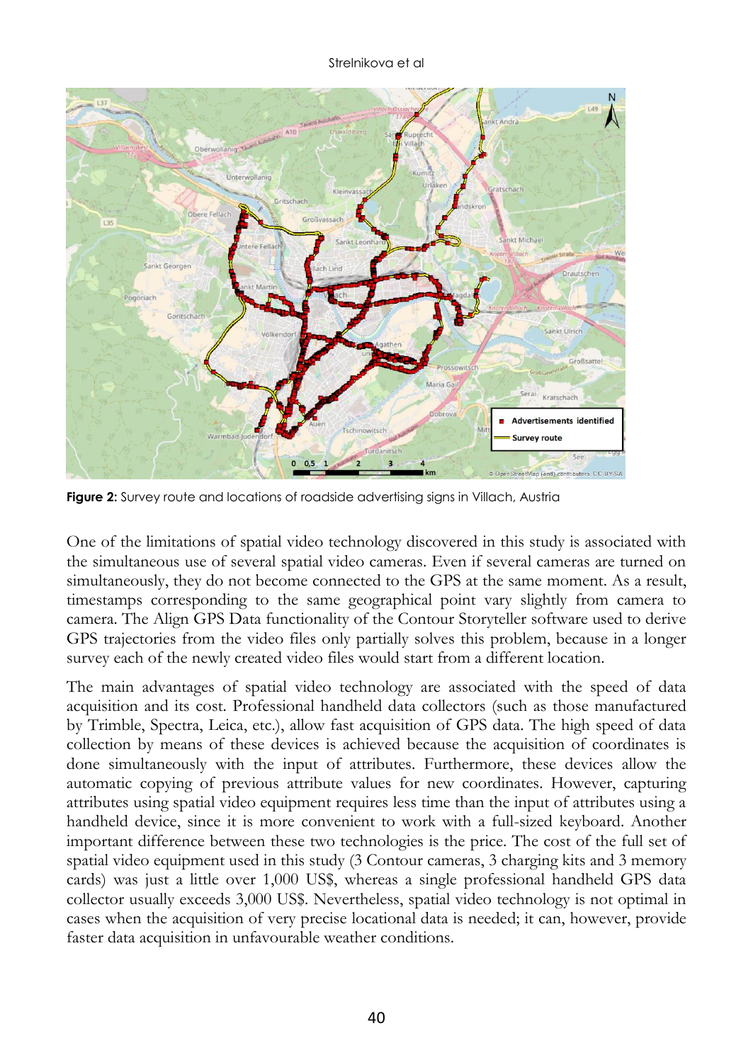**Figure 2:** Survey route and locations of roadside advertising signs in Villach, Austria

One of the limitations of spatial video technology discovered in this study is associated with the simultaneous use of several spatial video cameras. Even if several cameras are turned on simultaneously, they do not become connected to the GPS at the same moment. As a result, timestamps corresponding to the same geographical point vary slightly from camera to camera. The Align GPS Data functionality of the Contour Storyteller software used to derive GPS trajectories from the video files only partially solves this problem, because in a longer survey each of the newly created video files would start from a different location.

The main advantages of spatial video technology are associated with the speed of data acquisition and its cost. Professional handheld data collectors (such as those manufactured by Trimble, Spectra, Leica, etc.), allow fast acquisition of GPS data. The high speed of data collection by means of these devices is achieved because the acquisition of coordinates is done simultaneously with the input of attributes. Furthermore, these devices allow the automatic copying of previous attribute values for new coordinates. However, capturing attributes using spatial video equipment requires less time than the input of attributes using a handheld device, since it is more convenient to work with a full-sized keyboard. Another important difference between these two technologies is the price. The cost of the full set of spatial video equipment used in this study (3 Contour cameras, 3 charging kits and 3 memory cards) was just a little over 1,000 US$, whereas a single professional handheld GPS data collector usually exceeds 3,000 US$. Nevertheless, spatial video technology is not optimal in cases when the acquisition of very precise locational data is needed; it can, however, provide faster data acquisition in unfavourable weather conditions.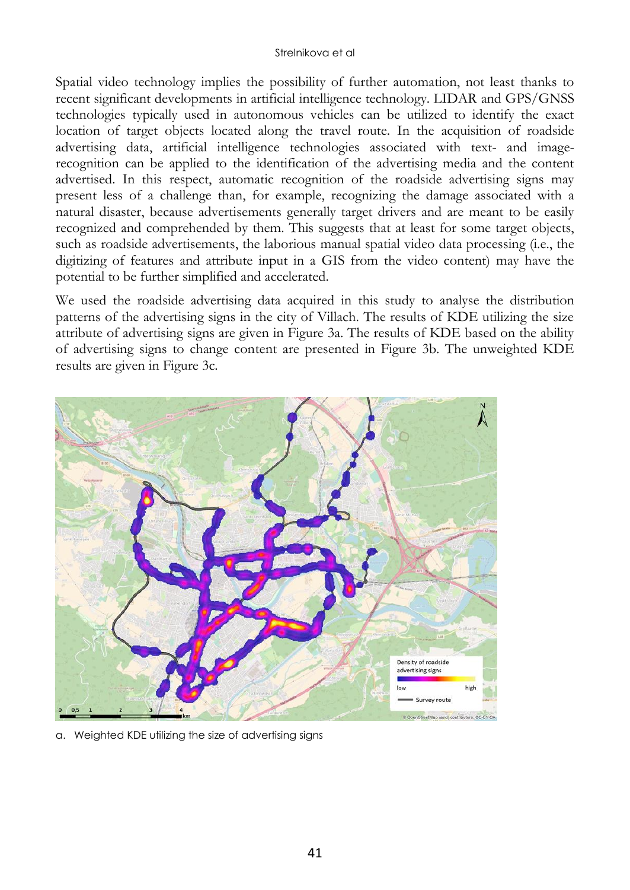Spatial video technology implies the possibility of further automation, not least thanks to recent significant developments in artificial intelligence technology. LIDAR and GPS/GNSS technologies typically used in autonomous vehicles can be utilized to identify the exact location of target objects located along the travel route. In the acquisition of roadside advertising data, artificial intelligence technologies associated with text- and image-recognition can be applied to the identification of the advertising media and the content advertised. In this respect, automatic recognition of the roadside advertising signs may present less of a challenge than, for example, recognizing the damage associated with a natural disaster, because advertisements generally target drivers and are meant to be easily recognized and comprehended by them. This suggests that at least for some target objects, such as roadside advertisements, the laborious manual spatial video data processing (i.e., the digitizing of features and attribute input in a GIS from the video content) may have the potential to be further simplified and accelerated.

We used the roadside advertising data acquired in this study to analyse the distribution patterns of the advertising signs in the city of Villach. The results of KDE utilizing the size attribute of advertising signs are given in Figure 3a. The results of KDE based on the ability of advertising signs to change content are presented in Figure 3b. The unweighted KDE results are given in Figure 3c.

a. Weighted KDE utilizing the size of advertising signs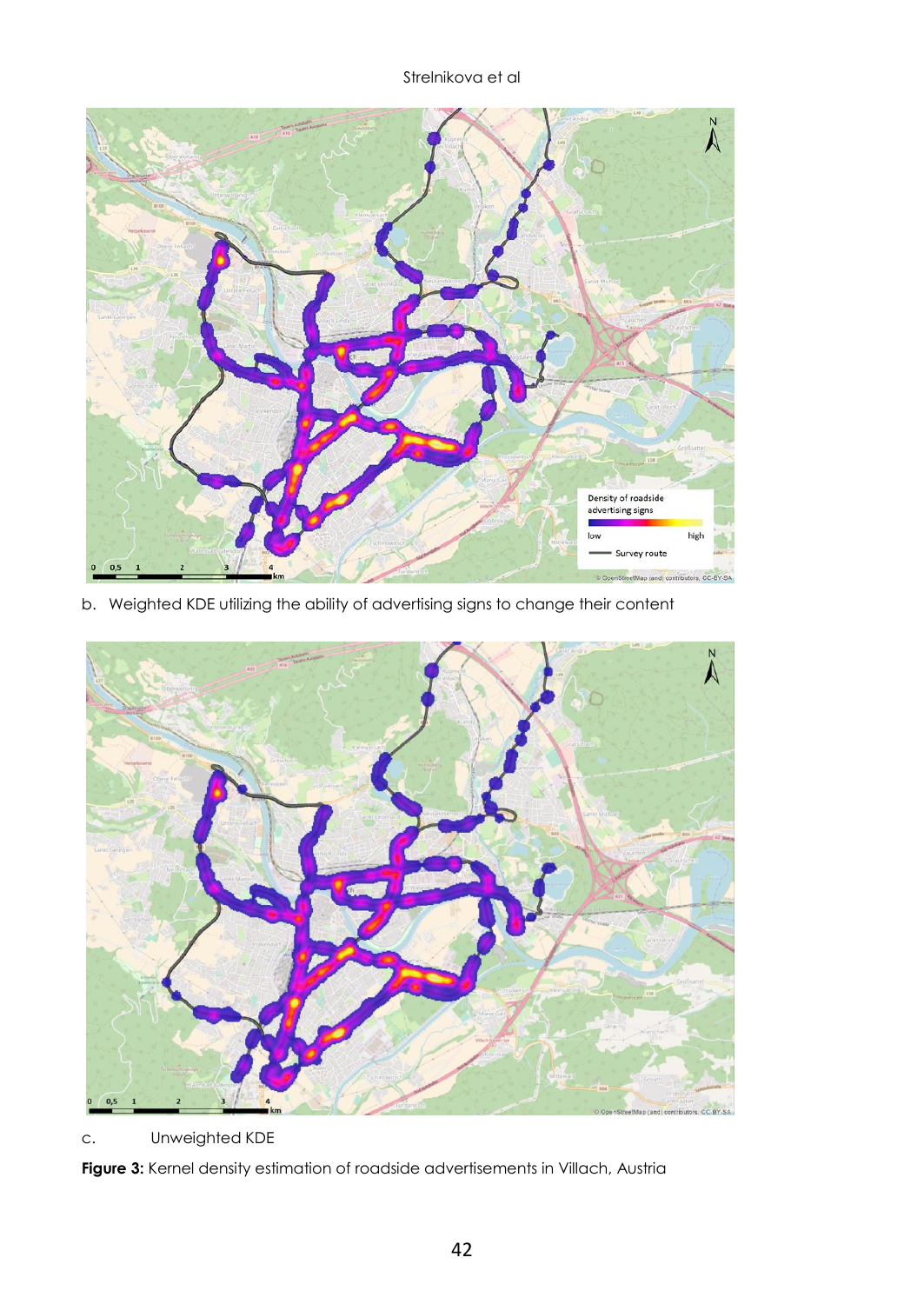b. Weighted KDE utilizing the ability of advertising signs to change their content

c. Unweighted KDE

**Figure 3:** Kernel density estimation of roadside advertisements in Villach, Austria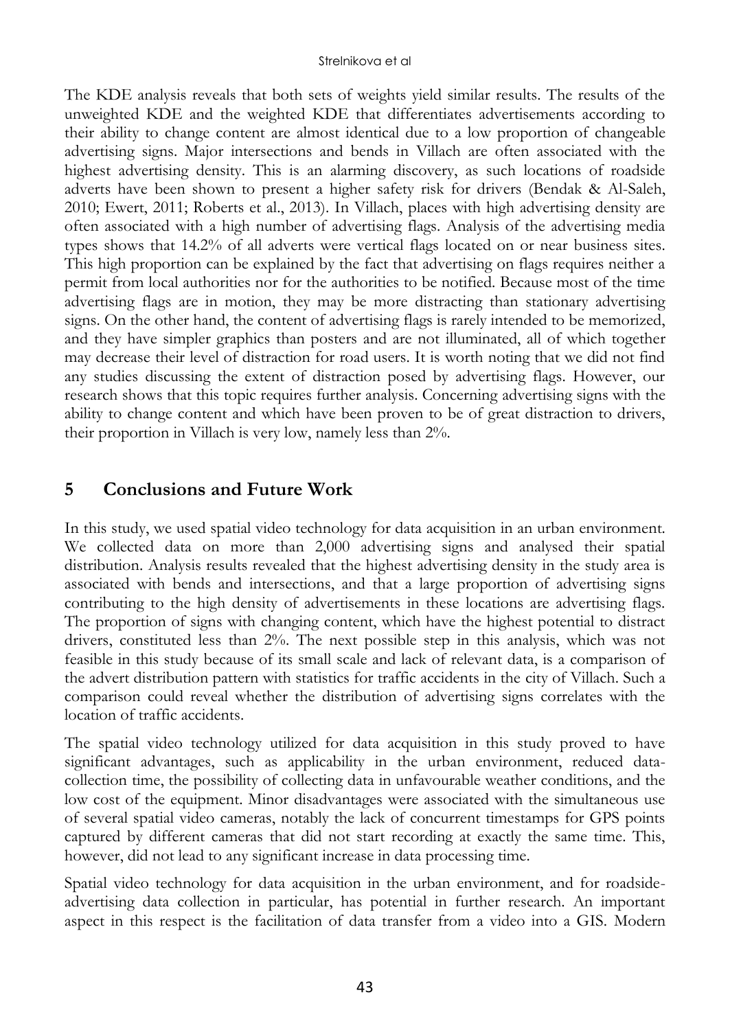The KDE analysis reveals that both sets of weights yield similar results. The results of the unweighted KDE and the weighted KDE that differentiates advertisements according to their ability to change content are almost identical due to a low proportion of changeable advertising signs. Major intersections and bends in Villach are often associated with the highest advertising density. This is an alarming discovery, as such locations of roadside adverts have been shown to present a higher safety risk for drivers (Bendak & Al-Saleh, 2010; Ewert, 2011; Roberts et al., 2013). In Villach, places with high advertising density are often associated with a high number of advertising flags. Analysis of the advertising media types shows that 14.2% of all adverts were vertical flags located on or near business sites. This high proportion can be explained by the fact that advertising on flags requires neither a permit from local authorities nor for the authorities to be notified. Because most of the time advertising flags are in motion, they may be more distracting than stationary advertising signs. On the other hand, the content of advertising flags is rarely intended to be memorized, and they have simpler graphics than posters and are not illuminated, all of which together may decrease their level of distraction for road users. It is worth noting that we did not find any studies discussing the extent of distraction posed by advertising flags. However, our research shows that this topic requires further analysis. Concerning advertising signs with the ability to change content and which have been proven to be of great distraction to drivers, their proportion in Villach is very low, namely less than 2%.

## 5 Conclusions and Future Work

In this study, we used spatial video technology for data acquisition in an urban environment. We collected data on more than 2,000 advertising signs and analysed their spatial distribution. Analysis results revealed that the highest advertising density in the study area is associated with bends and intersections, and that a large proportion of advertising signs contributing to the high density of advertisements in these locations are advertising flags. The proportion of signs with changing content, which have the highest potential to distract drivers, constituted less than 2%. The next possible step in this analysis, which was not feasible in this study because of its small scale and lack of relevant data, is a comparison of the advert distribution pattern with statistics for traffic accidents in the city of Villach. Such a comparison could reveal whether the distribution of advertising signs correlates with the location of traffic accidents.

The spatial video technology utilized for data acquisition in this study proved to have significant advantages, such as applicability in the urban environment, reduced data-collection time, the possibility of collecting data in unfavourable weather conditions, and the low cost of the equipment. Minor disadvantages were associated with the simultaneous use of several spatial video cameras, notably the lack of concurrent timestamps for GPS points captured by different cameras that did not start recording at exactly the same time. This, however, did not lead to any significant increase in data processing time.

Spatial video technology for data acquisition in the urban environment, and for roadside-advertising data collection in particular, has potential in further research. An important aspect in this respect is the facilitation of data transfer from a video into a GIS. Modern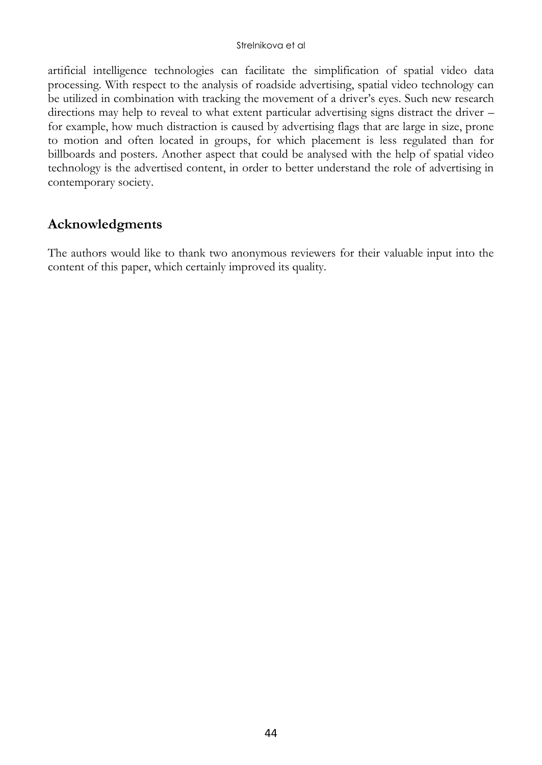artificial intelligence technologies can facilitate the simplification of spatial video data processing. With respect to the analysis of roadside advertising, spatial video technology can be utilized in combination with tracking the movement of a driver's eyes. Such new research directions may help to reveal to what extent particular advertising signs distract the driver – for example, how much distraction is caused by advertising flags that are large in size, prone to motion and often located in groups, for which placement is less regulated than for billboards and posters. Another aspect that could be analysed with the help of spatial video technology is the advertised content, in order to better understand the role of advertising in contemporary society.

## Acknowledgments

The authors would like to thank two anonymous reviewers for their valuable input into the content of this paper, which certainly improved its quality.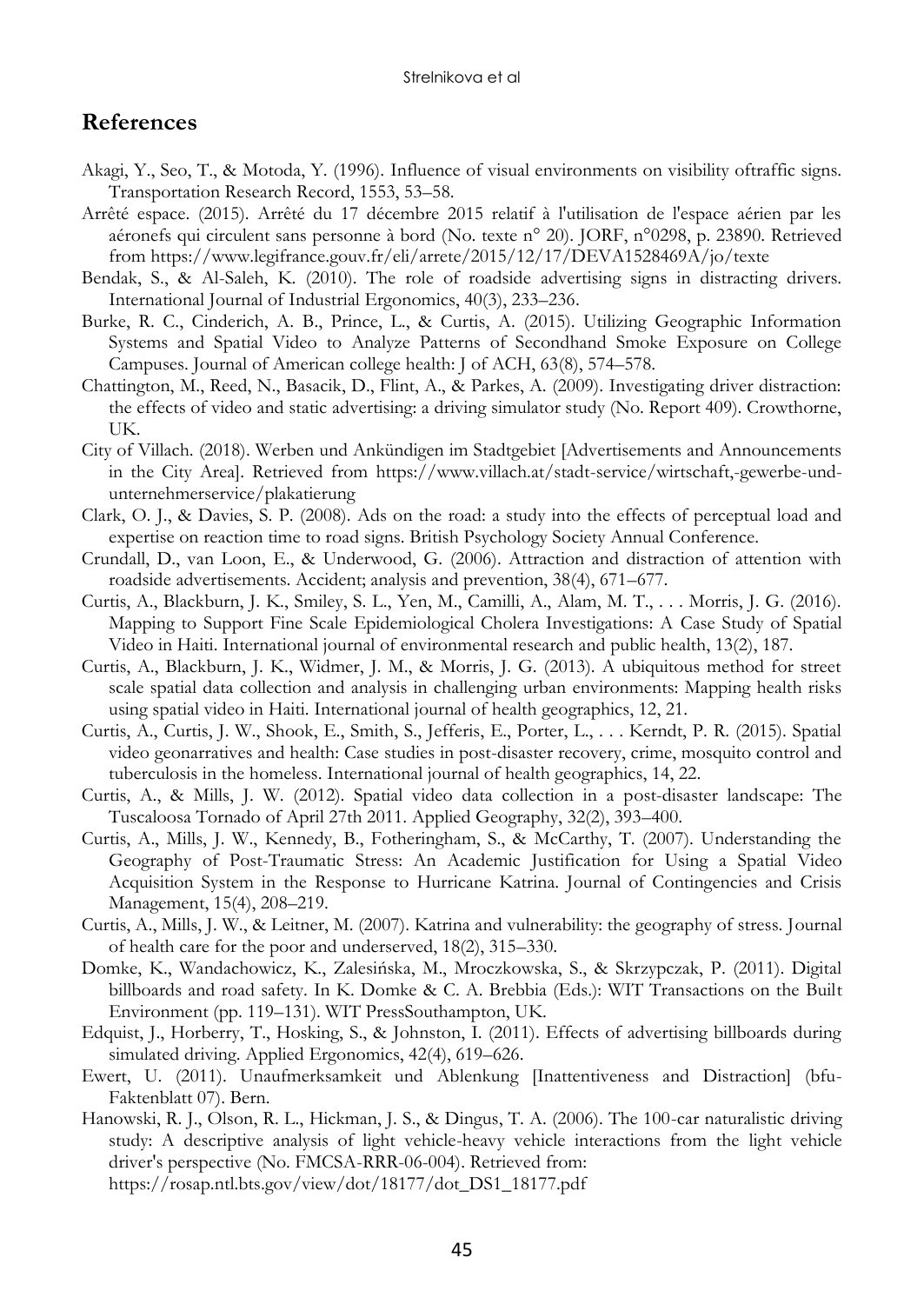## References

Akagi, Y., Seo, T., & Motoda, Y. (1996). Influence of visual environments on visibility oftraffic signs. Transportation Research Record, 1553, 53–58.

Arrêté espace. (2015). Arrêté du 17 décembre 2015 relatif à l'utilisation de l'espace aérien par les aéronefs qui circulent sans personne à bord (No. texte n° 20). JORF, n°0298, p. 23890. Retrieved from https://www.legifrance.gouv.fr/eli/arrete/2015/12/17/DEVA1528469A/jo/texte

Bendak, S., & Al-Saleh, K. (2010). The role of roadside advertising signs in distracting drivers. International Journal of Industrial Ergonomics, 40(3), 233–236.

Burke, R. C., Cinderich, A. B., Prince, L., & Curtis, A. (2015). Utilizing Geographic Information Systems and Spatial Video to Analyze Patterns of Secondhand Smoke Exposure on College Campuses. Journal of American college health: J of ACH, 63(8), 574–578.

Chattington, M., Reed, N., Basacik, D., Flint, A., & Parkes, A. (2009). Investigating driver distraction: the effects of video and static advertising: a driving simulator study (No. Report 409). Crowthorne, UK.

City of Villach. (2018). Werben und Ankündigen im Stadtgebiet [Advertisements and Announcements in the City Area]. Retrieved from https://www.villach.at/stadt-service/wirtschaft,-gewerbe-und-unternehmerservice/plakatierung

Clark, O. J., & Davies, S. P. (2008). Ads on the road: a study into the effects of perceptual load and expertise on reaction time to road signs. British Psychology Society Annual Conference.

Crundall, D., van Loon, E., & Underwood, G. (2006). Attraction and distraction of attention with roadside advertisements. Accident; analysis and prevention, 38(4), 671–677.

Curtis, A., Blackburn, J. K., Smiley, S. L., Yen, M., Camilli, A., Alam, M. T., . . . Morris, J. G. (2016). Mapping to Support Fine Scale Epidemiological Cholera Investigations: A Case Study of Spatial Video in Haiti. International journal of environmental research and public health, 13(2), 187.

Curtis, A., Blackburn, J. K., Widmer, J. M., & Morris, J. G. (2013). A ubiquitous method for street scale spatial data collection and analysis in challenging urban environments: Mapping health risks using spatial video in Haiti. International journal of health geographics, 12, 21.

Curtis, A., Curtis, J. W., Shook, E., Smith, S., Jefferis, E., Porter, L., . . . Kerndt, P. R. (2015). Spatial video geonarratives and health: Case studies in post-disaster recovery, crime, mosquito control and tuberculosis in the homeless. International journal of health geographics, 14, 22.

Curtis, A., & Mills, J. W. (2012). Spatial video data collection in a post-disaster landscape: The Tuscaloosa Tornado of April 27th 2011. Applied Geography, 32(2), 393–400.

Curtis, A., Mills, J. W., Kennedy, B., Fotheringham, S., & McCarthy, T. (2007). Understanding the Geography of Post-Traumatic Stress: An Academic Justification for Using a Spatial Video Acquisition System in the Response to Hurricane Katrina. Journal of Contingencies and Crisis Management, 15(4), 208–219.

Curtis, A., Mills, J. W., & Leitner, M. (2007). Katrina and vulnerability: the geography of stress. Journal of health care for the poor and underserved, 18(2), 315–330.

Domke, K., Wandachowicz, K., Zalesińska, M., Mroczkowska, S., & Skrzypczak, P. (2011). Digital billboards and road safety. In K. Domke & C. A. Brebbia (Eds.): WIT Transactions on the Built Environment (pp. 119–131). WIT PressSouthampton, UK.

Edquist, J., Horberry, T., Hosking, S., & Johnston, I. (2011). Effects of advertising billboards during simulated driving. Applied Ergonomics, 42(4), 619–626.

Ewert, U. (2011). Unaufmerksamkeit und Ablenkung [Inattentiveness and Distraction] (bfu-Faktenblatt 07). Bern.

Hanowski, R. J., Olson, R. L., Hickman, J. S., & Dingus, T. A. (2006). The 100-car naturalistic driving study: A descriptive analysis of light vehicle-heavy vehicle interactions from the light vehicle driver's perspective (No. FMCSA-RRR-06-004). Retrieved from: https://rosap.ntl.bts.gov/view/dot/18177/dot_DS1_18177.pdf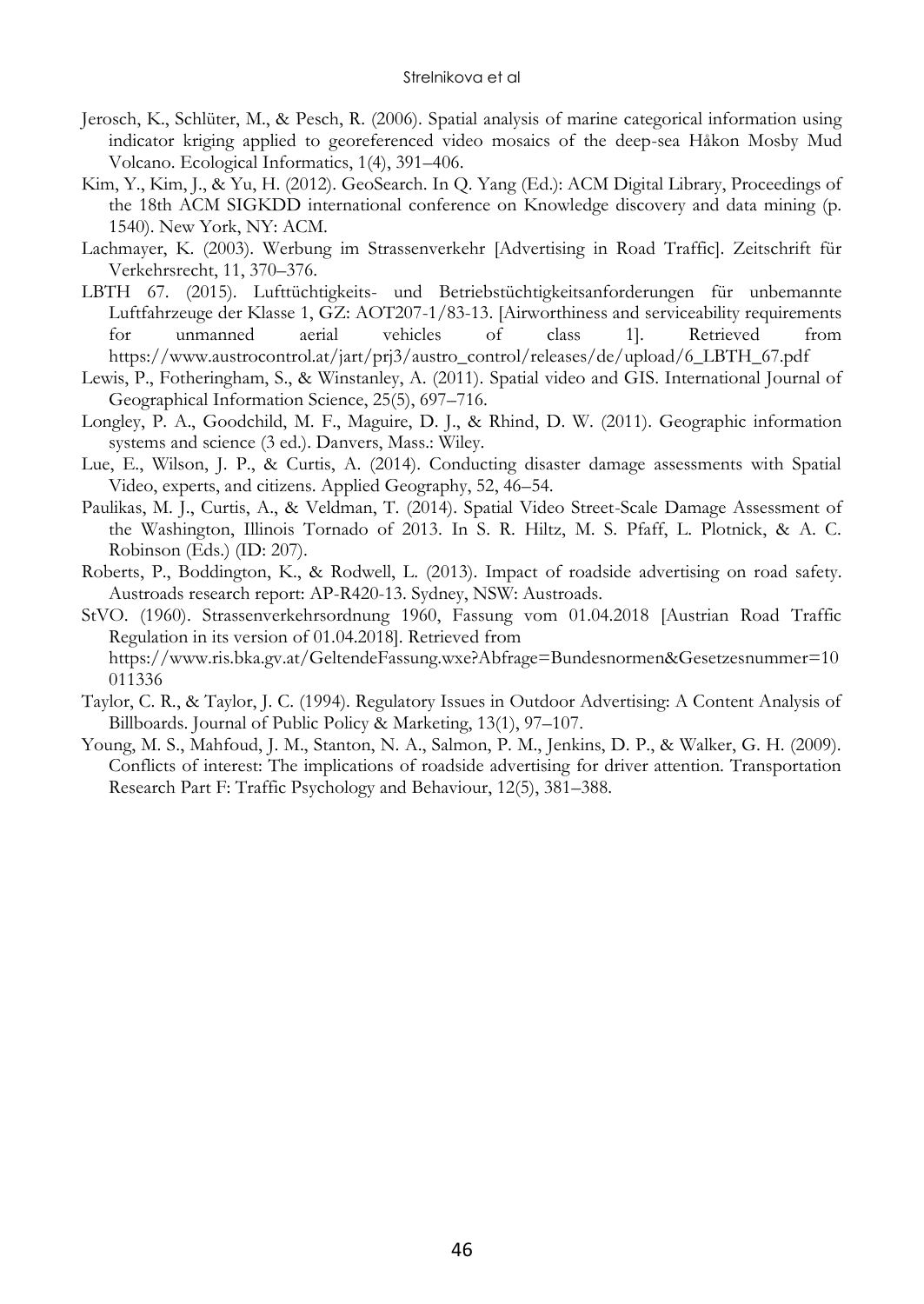Jerosch, K., Schlüter, M., & Pesch, R. (2006). Spatial analysis of marine categorical information using indicator kriging applied to georeferenced video mosaics of the deep-sea Håkon Mosby Mud Volcano. Ecological Informatics, 1(4), 391–406.

Kim, Y., Kim, J., & Yu, H. (2012). GeoSearch. In Q. Yang (Ed.): ACM Digital Library, Proceedings of the 18th ACM SIGKDD international conference on Knowledge discovery and data mining (p. 1540). New York, NY: ACM.

Lachmayer, K. (2003). Werbung im Strassenverkehr [Advertising in Road Traffic]. Zeitschrift für Verkehrsrecht, 11, 370–376.

LBTH 67. (2015). Lufttüchtigkeits- und Betriebstüchtigkeitsanforderungen für unbemannte Luftfahrzeuge der Klasse 1, GZ: AOT207-1/83-13. [Airworthiness and serviceability requirements for unmanned aerial vehicles of class 1]. Retrieved from https://www.austrocontrol.at/jart/prj3/austro_control/releases/de/upload/6_LBTH_67.pdf

Lewis, P., Fotheringham, S., & Winstanley, A. (2011). Spatial video and GIS. International Journal of Geographical Information Science, 25(5), 697–716.

Longley, P. A., Goodchild, M. F., Maguire, D. J., & Rhind, D. W. (2011). Geographic information systems and science (3 ed.). Danvers, Mass.: Wiley.

Lue, E., Wilson, J. P., & Curtis, A. (2014). Conducting disaster damage assessments with Spatial Video, experts, and citizens. Applied Geography, 52, 46–54.

Paulikas, M. J., Curtis, A., & Veldman, T. (2014). Spatial Video Street-Scale Damage Assessment of the Washington, Illinois Tornado of 2013. In S. R. Hiltz, M. S. Pfaff, L. Plotnick, & A. C. Robinson (Eds.) (ID: 207).

Roberts, P., Boddington, K., & Rodwell, L. (2013). Impact of roadside advertising on road safety. Austroads research report: AP-R420-13. Sydney, NSW: Austroads.

StVO. (1960). Strassenverkehrsordnung 1960, Fassung vom 01.04.2018 [Austrian Road Traffic Regulation in its version of 01.04.2018]. Retrieved from https://www.ris.bka.gv.at/GeltendeFassung.wxe?Abfrage=Bundesnormen&Gesetzesnummer=10011336

Taylor, C. R., & Taylor, J. C. (1994). Regulatory Issues in Outdoor Advertising: A Content Analysis of Billboards. Journal of Public Policy & Marketing, 13(1), 97–107.

Young, M. S., Mahfoud, J. M., Stanton, N. A., Salmon, P. M., Jenkins, D. P., & Walker, G. H. (2009). Conflicts of interest: The implications of roadside advertising for driver attention. Transportation Research Part F: Traffic Psychology and Behaviour, 12(5), 381–388.